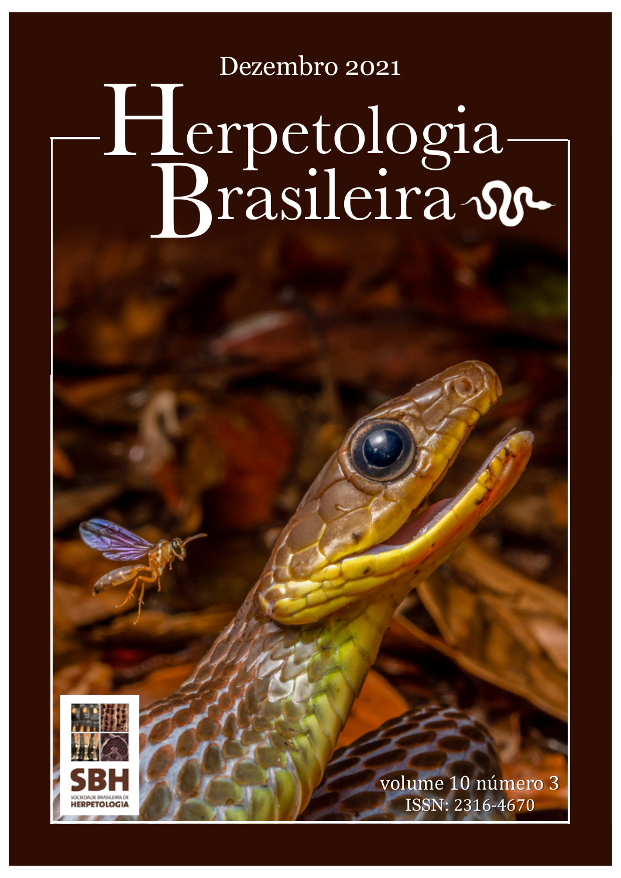Dezembro 2021

# Herpetologia Brasileira

SBH

SOCIEDADE BRASILEIRA DE HERPETOLOGIA

volume 10 número 3

ISSN: 2316-4670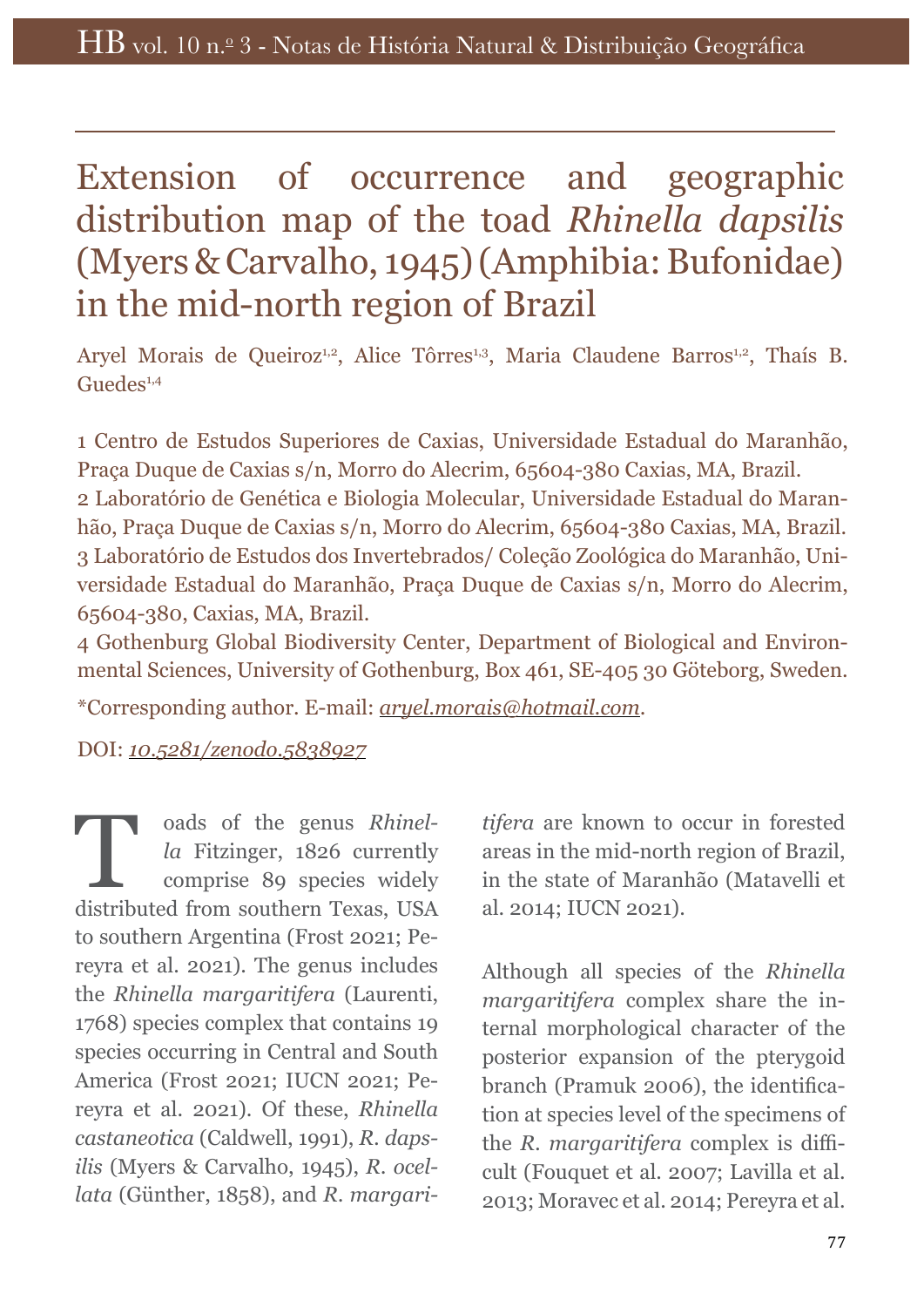# Extension of occurrence and geographic distribution map of the toad *Rhinella dapsilis* (Myers & Carvalho, 1945) (Amphibia: Bufonidae) in the mid-north region of Brazil

Aryel Morais de Queiroz[1,2], Alice Tôrres[1,3], Maria Claudene Barros[1,2], Thaís B. Guedes[1,4]

1 Centro de Estudos Superiores de Caxias, Universidade Estadual do Maranhão, Praça Duque de Caxias s/n, Morro do Alecrim, 65604-380 Caxias, MA, Brazil.
2 Laboratório de Genética e Biologia Molecular, Universidade Estadual do Maranhão, Praça Duque de Caxias s/n, Morro do Alecrim, 65604-380 Caxias, MA, Brazil.
3 Laboratório de Estudos dos Invertebrados/ Coleção Zoológica do Maranhão, Universidade Estadual do Maranhão, Praça Duque de Caxias s/n, Morro do Alecrim, 65604-380, Caxias, MA, Brazil.
4 Gothenburg Global Biodiversity Center, Department of Biological and Environmental Sciences, University of Gothenburg, Box 461, SE-405 30 Göteborg, Sweden.

*Corresponding author. E-mail: *aryel.morais@hotmail.com*.

DOI: *10.5281/zenodo.5838927*

Toads of the genus *Rhinella* Fitzinger, 1826 currently comprise 89 species widely distributed from southern Texas, USA to southern Argentina (Frost 2021; Pereyra et al. 2021). The genus includes the *Rhinella margaritifera* (Laurenti, 1768) species complex that contains 19 species occurring in Central and South America (Frost 2021; IUCN 2021; Pereyra et al. 2021). Of these, *Rhinella castaneotica* (Caldwell, 1991), *R. dapsilis* (Myers & Carvalho, 1945), *R. ocellata* (Günther, 1858), and *R. margaritifera* are known to occur in forested areas in the mid-north region of Brazil, in the state of Maranhão (Matavelli et al. 2014; IUCN 2021).

Although all species of the *Rhinella margaritifera* complex share the internal morphological character of the posterior expansion of the pterygoid branch (Pramuk 2006), the identification at species level of the specimens of the *R. margaritifera* complex is difficult (Fouquet et al. 2007; Lavilla et al. 2013; Moravec et al. 2014; Pereyra et al.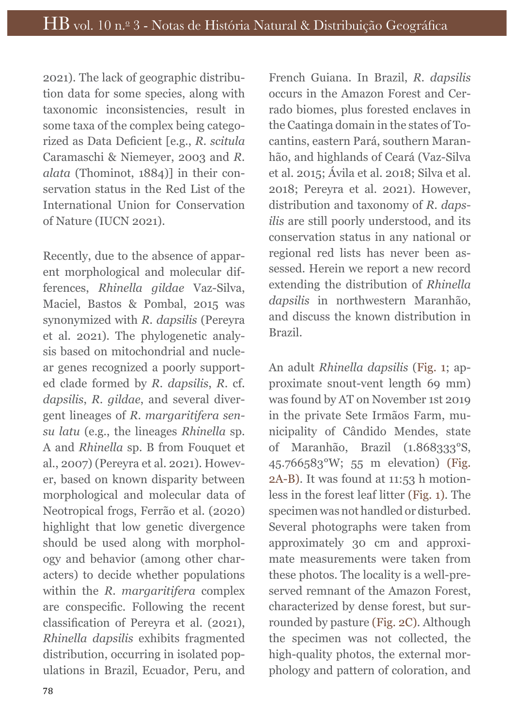2021). The lack of geographic distribution data for some species, along with taxonomic inconsistencies, result in some taxa of the complex being categorized as Data Deficient [e.g., *R. scitula* Caramaschi & Niemeyer, 2003 and *R. alata* (Thominot, 1884)] in their conservation status in the Red List of the International Union for Conservation of Nature (IUCN 2021).

Recently, due to the absence of apparent morphological and molecular differences, *Rhinella gildae* Vaz-Silva, Maciel, Bastos & Pombal, 2015 was synonymized with *R. dapsilis* (Pereyra et al. 2021). The phylogenetic analysis based on mitochondrial and nuclear genes recognized a poorly supported clade formed by *R. dapsilis*, *R.* cf. *dapsilis*, *R. gildae*, and several divergent lineages of *R. margaritifera sensu latu* (e.g., the lineages *Rhinella* sp. A and *Rhinella* sp. B from Fouquet et al., 2007) (Pereyra et al. 2021). However, based on known disparity between morphological and molecular data of Neotropical frogs, Ferrão et al. (2020) highlight that low genetic divergence should be used along with morphology and behavior (among other characters) to decide whether populations within the *R. margaritifera* complex are conspecific. Following the recent classification of Pereyra et al. (2021), *Rhinella dapsilis* exhibits fragmented distribution, occurring in isolated populations in Brazil, Ecuador, Peru, and French Guiana. In Brazil, *R. dapsilis* occurs in the Amazon Forest and Cerrado biomes, plus forested enclaves in the Caatinga domain in the states of Tocantins, eastern Pará, southern Maranhão, and highlands of Ceará (Vaz-Silva et al. 2015; Ávila et al. 2018; Silva et al. 2018; Pereyra et al. 2021). However, distribution and taxonomy of *R. dapsilis* are still poorly understood, and its conservation status in any national or regional red lists has never been assessed. Herein we report a new record extending the distribution of *Rhinella dapsilis* in northwestern Maranhão, and discuss the known distribution in Brazil.

An adult *Rhinella dapsilis* (Fig. 1; approximate snout-vent length 69 mm) was found by AT on November 1st 2019 in the private Sete Irmãos Farm, municipality of Cândido Mendes, state of Maranhão, Brazil (1.868333°S, 45.766583°W; 55 m elevation) (Fig. 2A-B). It was found at 11:53 h motionless in the forest leaf litter (Fig. 1). The specimen was not handled or disturbed. Several photographs were taken from approximately 30 cm and approximate measurements were taken from these photos. The locality is a well-preserved remnant of the Amazon Forest, characterized by dense forest, but surrounded by pasture (Fig. 2C). Although the specimen was not collected, the high-quality photos, the external morphology and pattern of coloration, and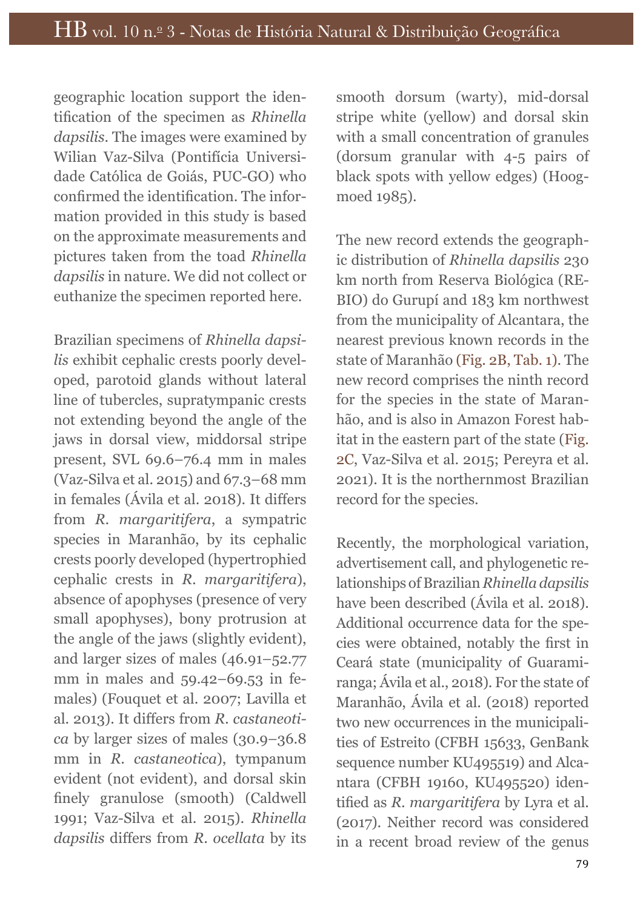geographic location support the identification of the specimen as *Rhinella dapsilis*. The images were examined by Wilian Vaz-Silva (Pontifícia Universidade Católica de Goiás, PUC-GO) who confirmed the identification. The information provided in this study is based on the approximate measurements and pictures taken from the toad *Rhinella dapsilis* in nature. We did not collect or euthanize the specimen reported here.

Brazilian specimens of *Rhinella dapsilis* exhibit cephalic crests poorly developed, parotoid glands without lateral line of tubercles, supratympanic crests not extending beyond the angle of the jaws in dorsal view, middorsal stripe present, SVL 69.6–76.4 mm in males (Vaz-Silva et al. 2015) and 67.3–68 mm in females (Ávila et al. 2018). It differs from *R. margaritifera*, a sympatric species in Maranhão, by its cephalic crests poorly developed (hypertrophied cephalic crests in *R. margaritifera*), absence of apophyses (presence of very small apophyses), bony protrusion at the angle of the jaws (slightly evident), and larger sizes of males (46.91–52.77 mm in males and 59.42–69.53 in females) (Fouquet et al. 2007; Lavilla et al. 2013). It differs from *R. castaneotica* by larger sizes of males (30.9–36.8 mm in *R. castaneotica*), tympanum evident (not evident), and dorsal skin finely granulose (smooth) (Caldwell 1991; Vaz-Silva et al. 2015). *Rhinella dapsilis* differs from *R. ocellata* by its smooth dorsum (warty), mid-dorsal stripe white (yellow) and dorsal skin with a small concentration of granules (dorsum granular with 4-5 pairs of black spots with yellow edges) (Hoogmoed 1985).

The new record extends the geographic distribution of *Rhinella dapsilis* 230 km north from Reserva Biológica (REBIO) do Gurupí and 183 km northwest from the municipality of Alcantara, the nearest previous known records in the state of Maranhão (Fig. 2B, Tab. 1). The new record comprises the ninth record for the species in the state of Maranhão, and is also in Amazon Forest habitat in the eastern part of the state (Fig. 2C, Vaz-Silva et al. 2015; Pereyra et al. 2021). It is the northernmost Brazilian record for the species.

Recently, the morphological variation, advertisement call, and phylogenetic relationships of Brazilian *Rhinella dapsilis* have been described (Ávila et al. 2018). Additional occurrence data for the species were obtained, notably the first in Ceará state (municipality of Guaramiranga; Ávila et al., 2018). For the state of Maranhão, Ávila et al. (2018) reported two new occurrences in the municipalities of Estreito (CFBH 15633, GenBank sequence number KU495519) and Alcantara (CFBH 19160, KU495520) identified as *R. margaritifera* by Lyra et al. (2017). Neither record was considered in a recent broad review of the genus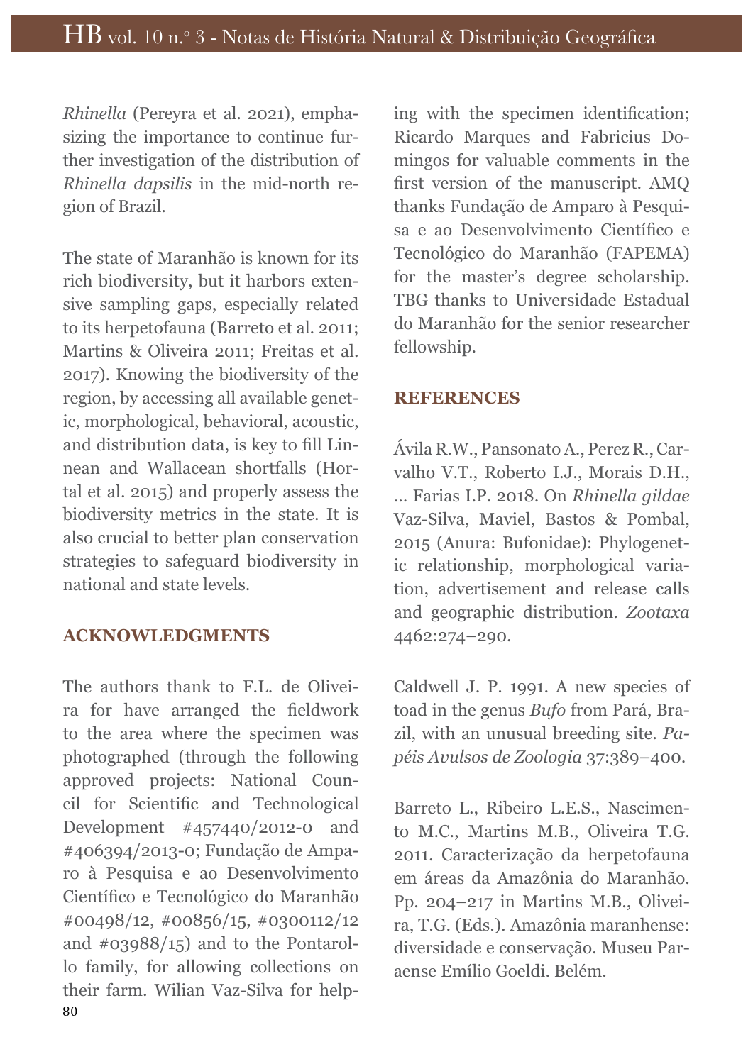*Rhinella* (Pereyra et al. 2021), emphasizing the importance to continue further investigation of the distribution of *Rhinella dapsilis* in the mid-north region of Brazil.

The state of Maranhão is known for its rich biodiversity, but it harbors extensive sampling gaps, especially related to its herpetofauna (Barreto et al. 2011; Martins & Oliveira 2011; Freitas et al. 2017). Knowing the biodiversity of the region, by accessing all available genetic, morphological, behavioral, acoustic, and distribution data, is key to fill Linnean and Wallacean shortfalls (Hortal et al. 2015) and properly assess the biodiversity metrics in the state. It is also crucial to better plan conservation strategies to safeguard biodiversity in national and state levels.

## ACKNOWLEDGMENTS

The authors thank to F.L. de Oliveira for have arranged the fieldwork to the area where the specimen was photographed (through the following approved projects: National Council for Scientific and Technological Development #457440/2012-0 and #406394/2013-0; Fundação de Amparo à Pesquisa e ao Desenvolvimento Científico e Tecnológico do Maranhão #00498/12, #00856/15, #0300112/12 and #03988/15) and to the Pontarollo family, for allowing collections on their farm. Wilian Vaz-Silva for helping with the specimen identification; Ricardo Marques and Fabricius Domingos for valuable comments in the first version of the manuscript. AMQ thanks Fundação de Amparo à Pesquisa e ao Desenvolvimento Científico e Tecnológico do Maranhão (FAPEMA) for the master's degree scholarship. TBG thanks to Universidade Estadual do Maranhão for the senior researcher fellowship.

## REFERENCES

Ávila R.W., Pansonato A., Perez R., Carvalho V.T., Roberto I.J., Morais D.H., ... Farias I.P. 2018. On *Rhinella gildae* Vaz-Silva, Maviel, Bastos & Pombal, 2015 (Anura: Bufonidae): Phylogenetic relationship, morphological variation, advertisement and release calls and geographic distribution. *Zootaxa* 4462:274–290.

Caldwell J. P. 1991. A new species of toad in the genus *Bufo* from Pará, Brazil, with an unusual breeding site. *Papéis Avulsos de Zoologia* 37:389–400.

Barreto L., Ribeiro L.E.S., Nascimento M.C., Martins M.B., Oliveira T.G. 2011. Caracterização da herpetofauna em áreas da Amazônia do Maranhão. Pp. 204–217 in Martins M.B., Oliveira, T.G. (Eds.). Amazônia maranhense: diversidade e conservação. Museu Paraense Emílio Goeldi. Belém.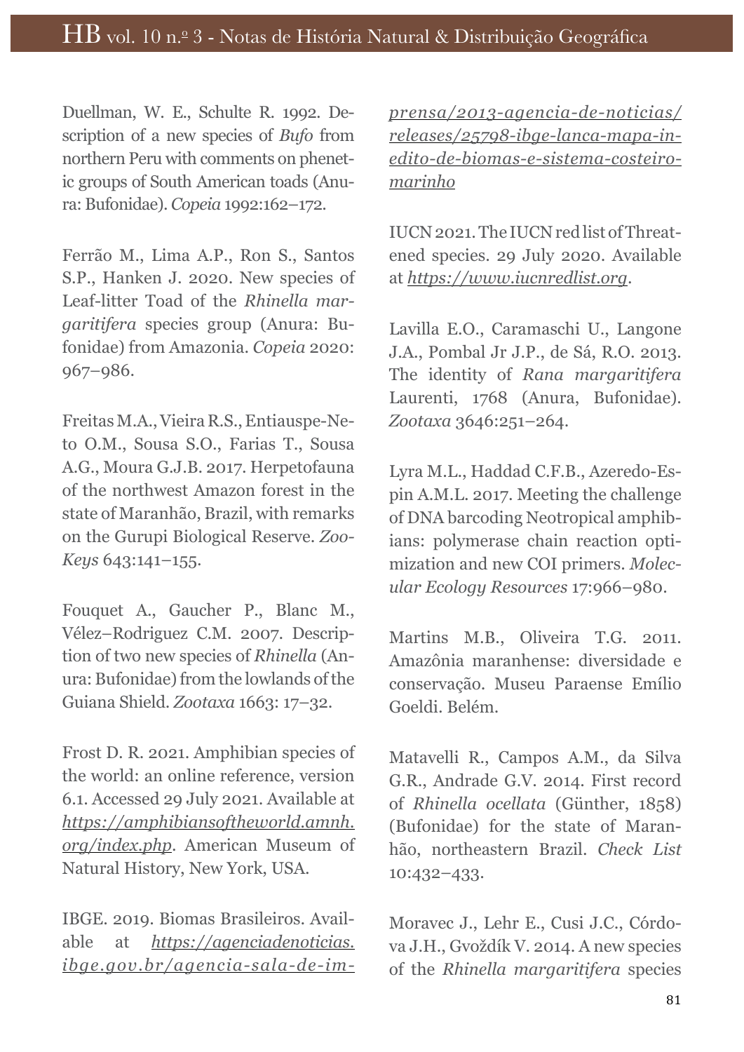Duellman, W. E., Schulte R. 1992. Description of a new species of *Bufo* from northern Peru with comments on phenetic groups of South American toads (Anura: Bufonidae). *Copeia* 1992:162–172.

Ferrão M., Lima A.P., Ron S., Santos S.P., Hanken J. 2020. New species of Leaf-litter Toad of the *Rhinella margaritifera* species group (Anura: Bufonidae) from Amazonia. *Copeia* 2020: 967–986.

Freitas M.A., Vieira R.S., Entiauspe-Neto O.M., Sousa S.O., Farias T., Sousa A.G., Moura G.J.B. 2017. Herpetofauna of the northwest Amazon forest in the state of Maranhão, Brazil, with remarks on the Gurupi Biological Reserve. *ZooKeys* 643:141–155.

Fouquet A., Gaucher P., Blanc M., Vélez–Rodriguez C.M. 2007. Description of two new species of *Rhinella* (Anura: Bufonidae) from the lowlands of the Guiana Shield. *Zootaxa* 1663: 17–32.

Frost D. R. 2021. Amphibian species of the world: an online reference, version 6.1. Accessed 29 July 2021. Available at *https://amphibiansoftheworld.amnh.org/index.php*. American Museum of Natural History, New York, USA.

IBGE. 2019. Biomas Brasileiros. Available at *https://agenciadenoticias.ibge.gov.br/agencia-sala-de-imprensa/2013-agencia-de-noticias/releases/25798-ibge-lanca-mapa-inedito-de-biomas-e-sistema-costeiro-marinho*

IUCN 2021. The IUCN red list of Threatened species. 29 July 2020. Available at *https://www.iucnredlist.org*.

Lavilla E.O., Caramaschi U., Langone J.A., Pombal Jr J.P., de Sá, R.O. 2013. The identity of *Rana margaritifera* Laurenti, 1768 (Anura, Bufonidae). *Zootaxa* 3646:251–264.

Lyra M.L., Haddad C.F.B., Azeredo-Espin A.M.L. 2017. Meeting the challenge of DNA barcoding Neotropical amphibians: polymerase chain reaction optimization and new COI primers. *Molecular Ecology Resources* 17:966–980.

Martins M.B., Oliveira T.G. 2011. Amazônia maranhense: diversidade e conservação. Museu Paraense Emílio Goeldi. Belém.

Matavelli R., Campos A.M., da Silva G.R., Andrade G.V. 2014. First record of *Rhinella ocellata* (Günther, 1858) (Bufonidae) for the state of Maranhão, northeastern Brazil. *Check List* 10:432–433.

Moravec J., Lehr E., Cusi J.C., Córdova J.H., Gvoždík V. 2014. A new species of the *Rhinella margaritifera* species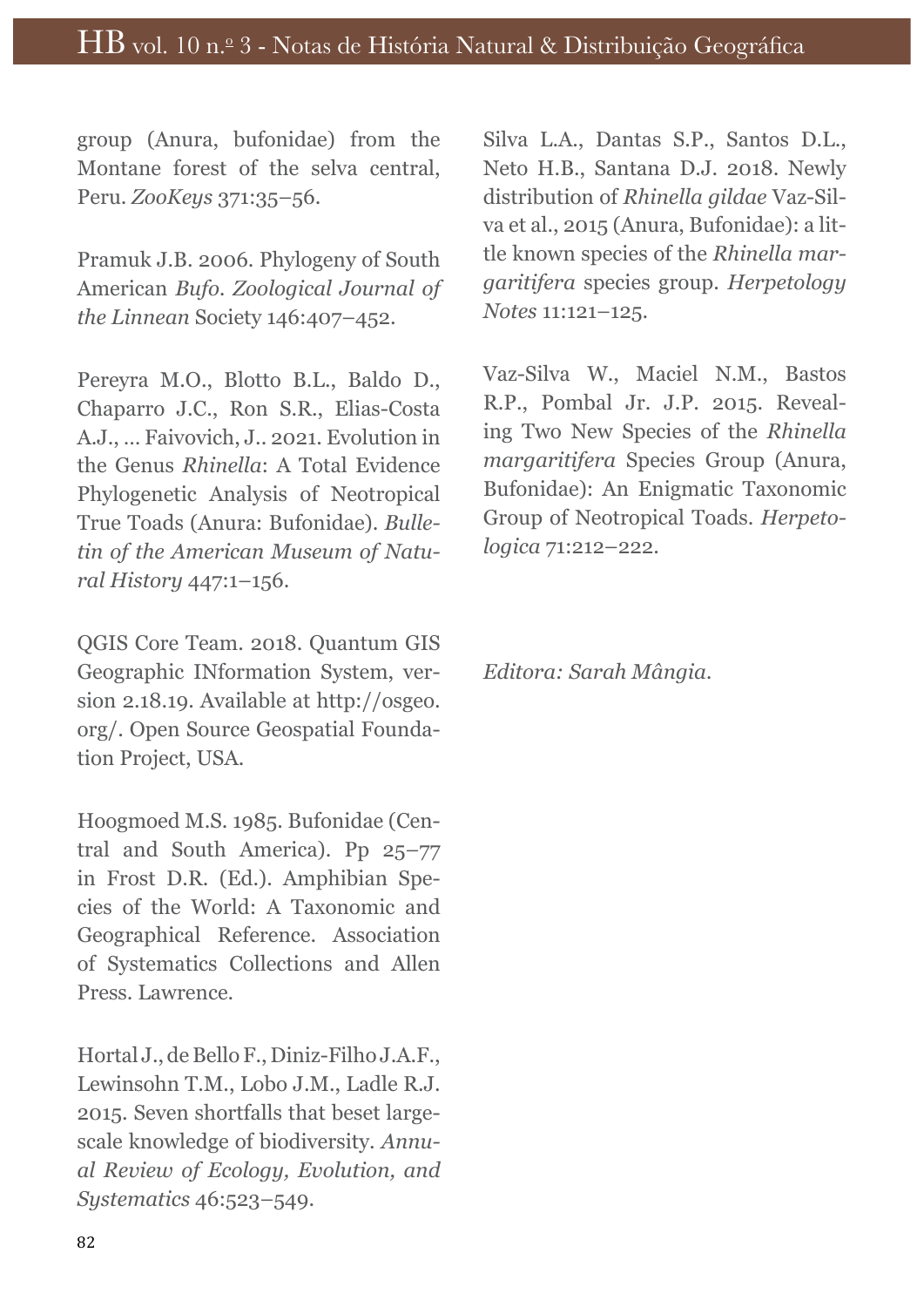group (Anura, bufonidae) from the Montane forest of the selva central, Peru. *ZooKeys* 371:35–56.

Pramuk J.B. 2006. Phylogeny of South American *Bufo*. *Zoological Journal of the Linnean* Society 146:407–452.

Pereyra M.O., Blotto B.L., Baldo D., Chaparro J.C., Ron S.R., Elias-Costa A.J., … Faivovich, J.. 2021. Evolution in the Genus *Rhinella*: A Total Evidence Phylogenetic Analysis of Neotropical True Toads (Anura: Bufonidae). *Bulletin of the American Museum of Natural History* 447:1–156.

QGIS Core Team. 2018. Quantum GIS Geographic INformation System, version 2.18.19. Available at http://osgeo.org/. Open Source Geospatial Foundation Project, USA.

Hoogmoed M.S. 1985. Bufonidae (Central and South America). Pp 25–77 in Frost D.R. (Ed.). Amphibian Species of the World: A Taxonomic and Geographical Reference. Association of Systematics Collections and Allen Press. Lawrence.

Hortal J., de Bello F., Diniz-Filho J.A.F., Lewinsohn T.M., Lobo J.M., Ladle R.J. 2015. Seven shortfalls that beset large-scale knowledge of biodiversity. *Annual Review of Ecology, Evolution, and Systematics* 46:523–549.

Silva L.A., Dantas S.P., Santos D.L., Neto H.B., Santana D.J. 2018. Newly distribution of *Rhinella gildae* Vaz-Silva et al., 2015 (Anura, Bufonidae): a little known species of the *Rhinella margaritifera* species group. *Herpetology Notes* 11:121–125.

Vaz-Silva W., Maciel N.M., Bastos R.P., Pombal Jr. J.P. 2015. Revealing Two New Species of the *Rhinella margaritifera* Species Group (Anura, Bufonidae): An Enigmatic Taxonomic Group of Neotropical Toads. *Herpetologica* 71:212–222.

*Editora: Sarah Mângia.*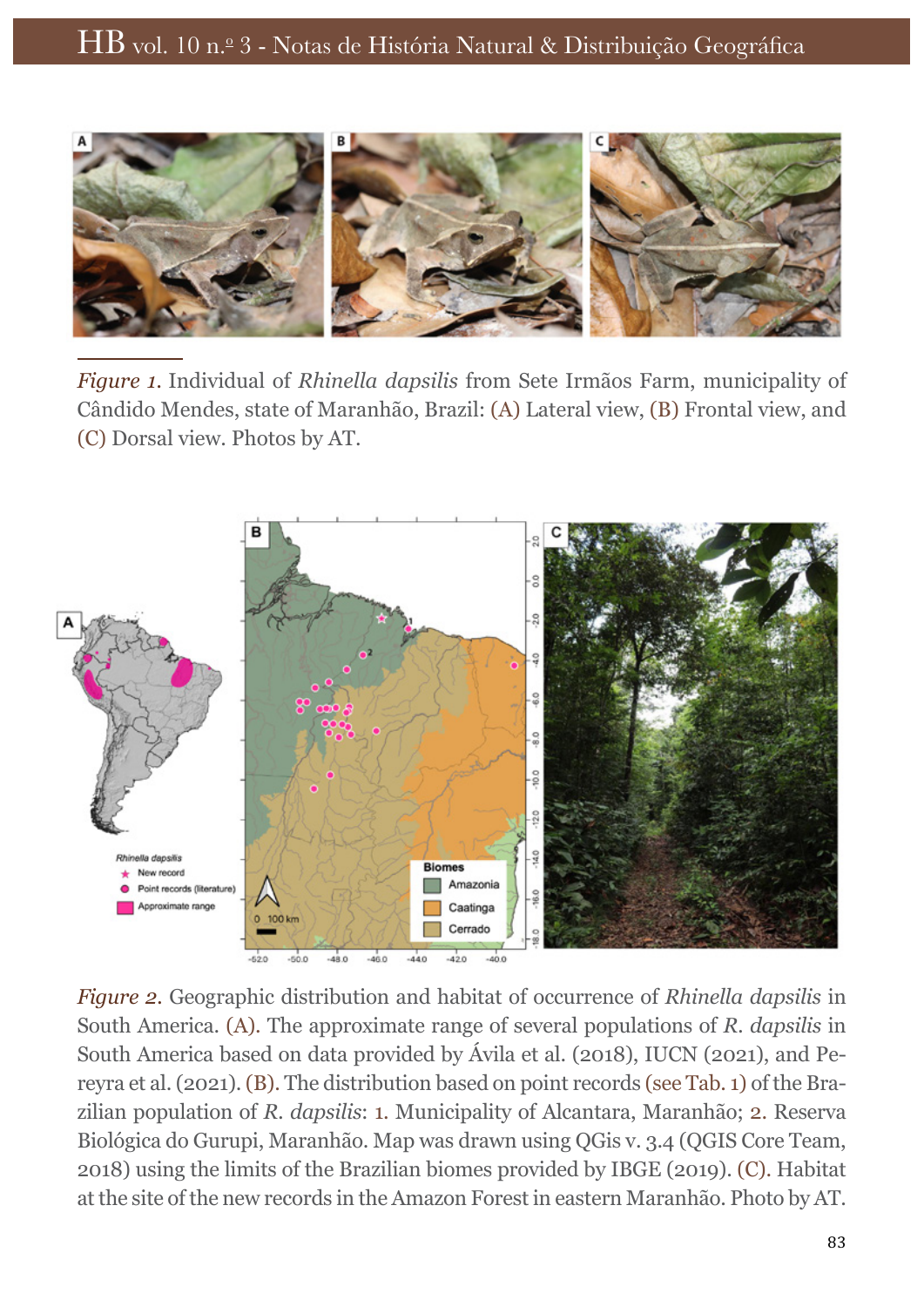*Figure 1.* Individual of *Rhinella dapsilis* from Sete Irmãos Farm, municipality of Cândido Mendes, state of Maranhão, Brazil: (A) Lateral view, (B) Frontal view, and (C) Dorsal view. Photos by AT.

*Figure 2.* Geographic distribution and habitat of occurrence of *Rhinella dapsilis* in South America. (A). The approximate range of several populations of *R. dapsilis* in South America based on data provided by Ávila et al. (2018), IUCN (2021), and Pereyra et al. (2021). (B). The distribution based on point records (see Tab. 1) of the Brazilian population of *R. dapsilis*: 1. Municipality of Alcantara, Maranhão; 2. Reserva Biológica do Gurupi, Maranhão. Map was drawn using QGis v. 3.4 (QGIS Core Team, 2018) using the limits of the Brazilian biomes provided by IBGE (2019). (C). Habitat at the site of the new records in the Amazon Forest in eastern Maranhão. Photo by AT.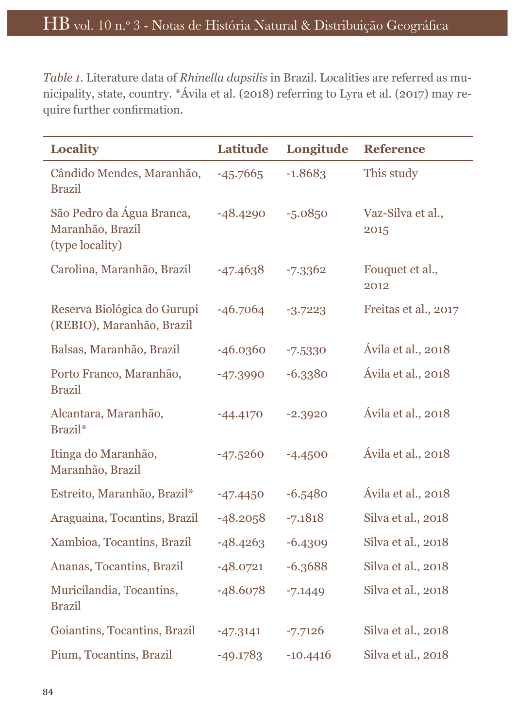*Table 1*. Literature data of *Rhinella dapsilis* in Brazil. Localities are referred as municipality, state, country. *Ávila et al. (2018) referring to Lyra et al. (2017) may require further confirmation.

| Locality | Latitude | Longitude | Reference |
|---|---|---|---|
| Cândido Mendes, Maranhão, Brazil | -45.7665 | -1.8683 | This study |
| São Pedro da Água Branca, Maranhão, Brazil (type locality) | -48.4290 | -5.0850 | Vaz-Silva et al., 2015 |
| Carolina, Maranhão, Brazil | -47.4638 | -7.3362 | Fouquet et al., 2012 |
| Reserva Biológica do Gurupi (REBIO), Maranhão, Brazil | -46.7064 | -3.7223 | Freitas et al., 2017 |
| Balsas, Maranhão, Brazil | -46.0360 | -7.5330 | Ávila et al., 2018 |
| Porto Franco, Maranhão, Brazil | -47.3990 | -6.3380 | Ávila et al., 2018 |
| Alcantara, Maranhão, Brazil* | -44.4170 | -2.3920 | Ávila et al., 2018 |
| Itinga do Maranhão, Maranhão, Brazil | -47.5260 | -4.4500 | Ávila et al., 2018 |
| Estreito, Maranhão, Brazil* | -47.4450 | -6.5480 | Ávila et al., 2018 |
| Araguaina, Tocantins, Brazil | -48.2058 | -7.1818 | Silva et al., 2018 |
| Xambioa, Tocantins, Brazil | -48.4263 | -6.4309 | Silva et al., 2018 |
| Ananas, Tocantins, Brazil | -48.0721 | -6.3688 | Silva et al., 2018 |
| Muricilandia, Tocantins, Brazil | -48.6078 | -7.1449 | Silva et al., 2018 |
| Goiantins, Tocantins, Brazil | -47.3141 | -7.7126 | Silva et al., 2018 |
| Pium, Tocantins, Brazil | -49.1783 | -10.4416 | Silva et al., 2018 |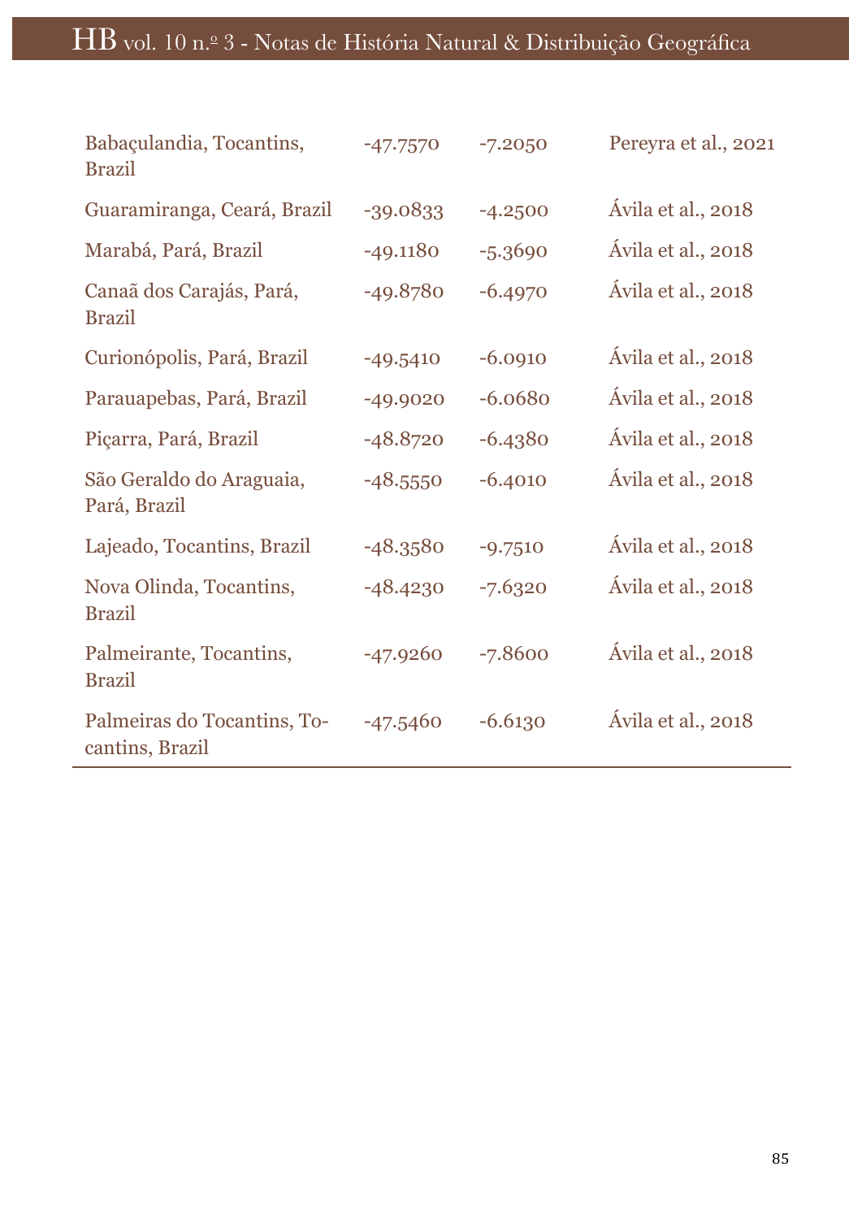| | | | |
|---|---|---|---|
| Babaçulandia, Tocantins, Brazil | -47.7570 | -7.2050 | Pereyra et al., 2021 |
| Guaramiranga, Ceará, Brazil | -39.0833 | -4.2500 | Ávila et al., 2018 |
| Marabá, Pará, Brazil | -49.1180 | -5.3690 | Ávila et al., 2018 |
| Canaã dos Carajás, Pará, Brazil | -49.8780 | -6.4970 | Ávila et al., 2018 |
| Curionópolis, Pará, Brazil | -49.5410 | -6.0910 | Ávila et al., 2018 |
| Parauapebas, Pará, Brazil | -49.9020 | -6.0680 | Ávila et al., 2018 |
| Piçarra, Pará, Brazil | -48.8720 | -6.4380 | Ávila et al., 2018 |
| São Geraldo do Araguaia, Pará, Brazil | -48.5550 | -6.4010 | Ávila et al., 2018 |
| Lajeado, Tocantins, Brazil | -48.3580 | -9.7510 | Ávila et al., 2018 |
| Nova Olinda, Tocantins, Brazil | -48.4230 | -7.6320 | Ávila et al., 2018 |
| Palmeirante, Tocantins, Brazil | -47.9260 | -7.8600 | Ávila et al., 2018 |
| Palmeiras do Tocantins, Tocantins, Brazil | -47.5460 | -6.6130 | Ávila et al., 2018 |